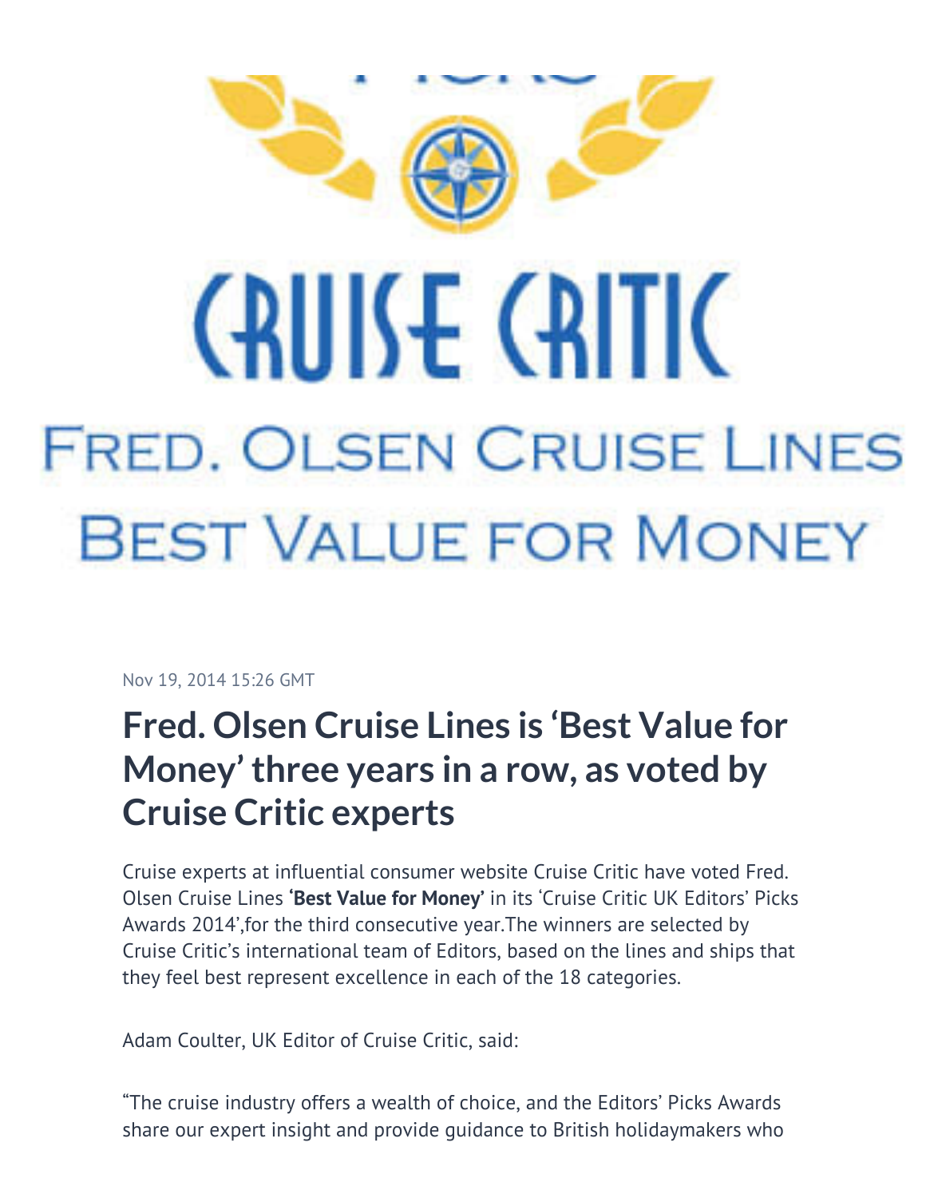CRUISE CRITIC

FRED. OLSEN CRUISE LINES

BEST VALUE FOR MONEY

Nov 19, 2014 15:26 GMT

# Fred. Olsen Cruise Lines is 'Best Value for Money' three years in a row, as voted by Cruise Critic experts

Cruise experts at influential consumer website Cruise Critic have voted Fred. Olsen Cruise Lines **'Best Value for Money'** in its 'Cruise Critic UK Editors' Picks Awards 2014',for the third consecutive year.The winners are selected by Cruise Critic's international team of Editors, based on the lines and ships that they feel best represent excellence in each of the 18 categories.

Adam Coulter, UK Editor of Cruise Critic, said:

"The cruise industry offers a wealth of choice, and the Editors' Picks Awards share our expert insight and provide guidance to British holidaymakers who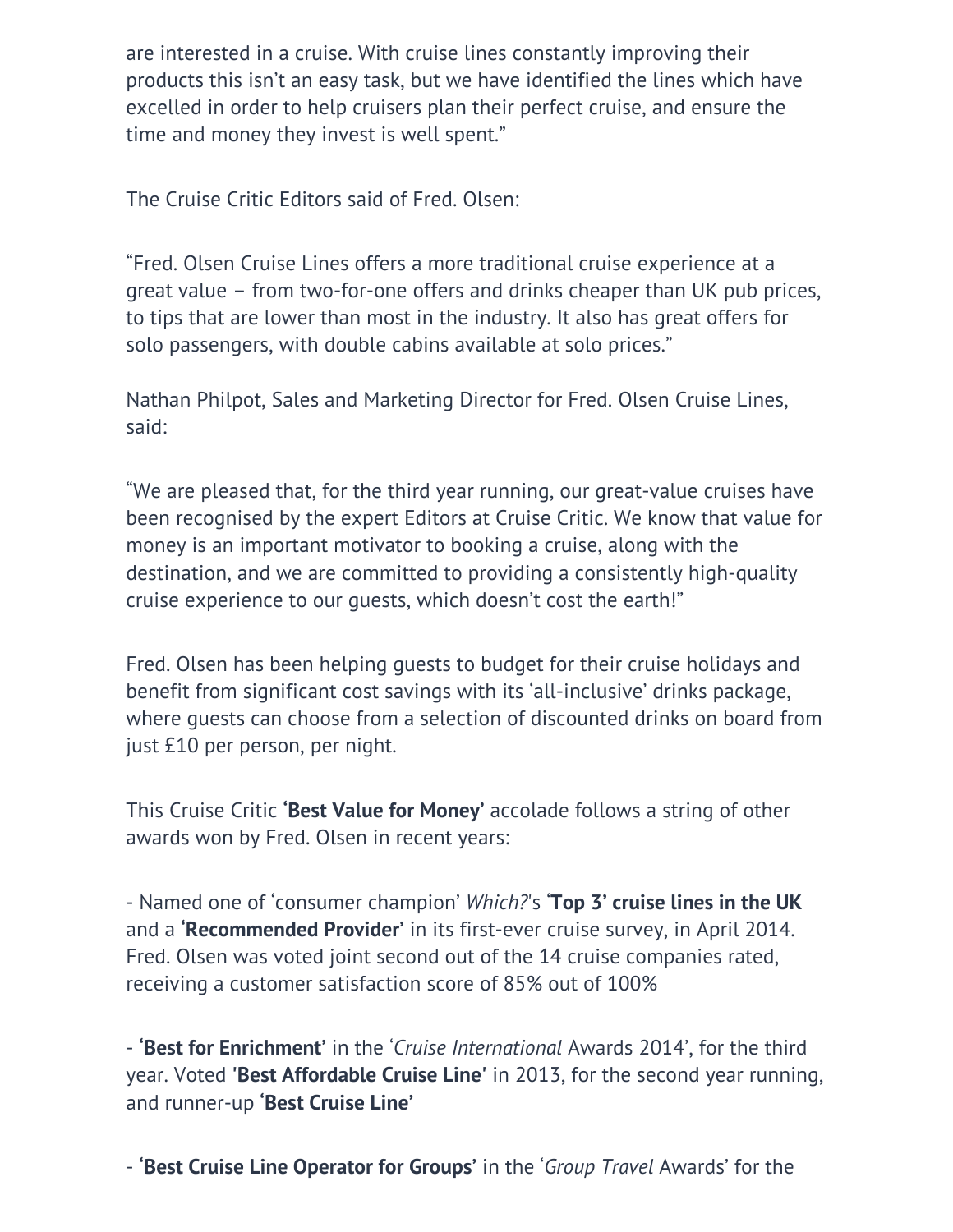are interested in a cruise. With cruise lines constantly improving their products this isn't an easy task, but we have identified the lines which have excelled in order to help cruisers plan their perfect cruise, and ensure the time and money they invest is well spent."

The Cruise Critic Editors said of Fred. Olsen:

"Fred. Olsen Cruise Lines offers a more traditional cruise experience at a great value – from two-for-one offers and drinks cheaper than UK pub prices, to tips that are lower than most in the industry. It also has great offers for solo passengers, with double cabins available at solo prices."

Nathan Philpot, Sales and Marketing Director for Fred. Olsen Cruise Lines, said:

"We are pleased that, for the third year running, our great-value cruises have been recognised by the expert Editors at Cruise Critic. We know that value for money is an important motivator to booking a cruise, along with the destination, and we are committed to providing a consistently high-quality cruise experience to our guests, which doesn't cost the earth!"

Fred. Olsen has been helping guests to budget for their cruise holidays and benefit from significant cost savings with its 'all-inclusive' drinks package, where guests can choose from a selection of discounted drinks on board from just £10 per person, per night.

This Cruise Critic **'Best Value for Money'** accolade follows a string of other awards won by Fred. Olsen in recent years:

- Named one of 'consumer champion' *Which?*'s **'Top 3' cruise lines in the UK** and a **'Recommended Provider'** in its first-ever cruise survey, in April 2014. Fred. Olsen was voted joint second out of the 14 cruise companies rated, receiving a customer satisfaction score of 85% out of 100%

- **'Best for Enrichment'** in the '*Cruise International* Awards 2014', for the third year. Voted **'Best Affordable Cruise Line'** in 2013, for the second year running, and runner-up **'Best Cruise Line'**

- **'Best Cruise Line Operator for Groups'** in the '*Group Travel* Awards' for the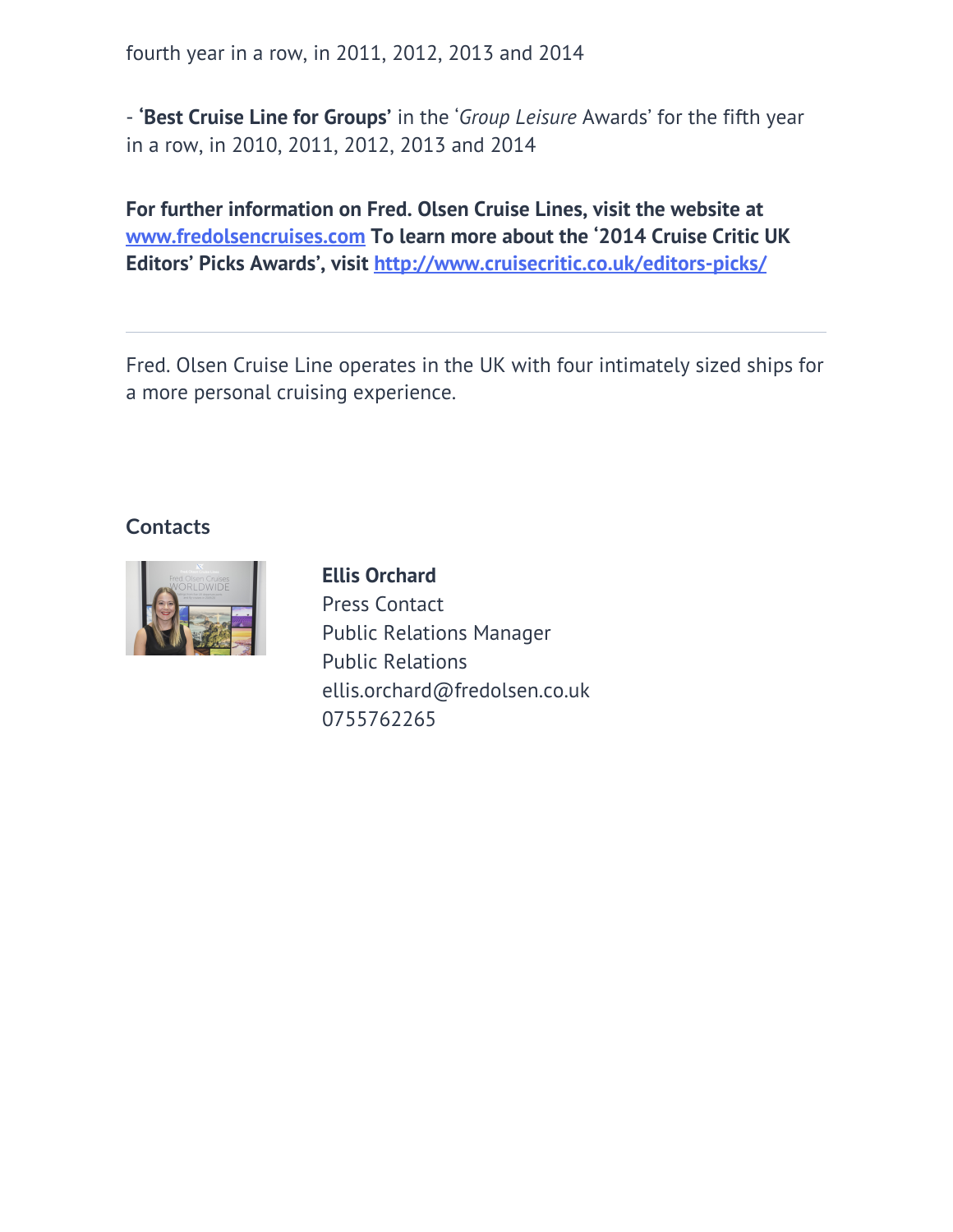fourth year in a row, in 2011, 2012, 2013 and 2014

- **'Best Cruise Line for Groups'** in the '*Group Leisure* Awards' for the fifth year in a row, in 2010, 2011, 2012, 2013 and 2014

**For further information on Fred. Olsen Cruise Lines, visit the website at [www.fredolsencruises.com](www.fredolsencruises.com) To learn more about the '2014 Cruise Critic UK Editors' Picks Awards', visit [http://www.cruisecritic.co.uk/editors-picks/](http://www.cruisecritic.co.uk/editors-picks/)**

---

Fred. Olsen Cruise Line operates in the UK with four intimately sized ships for a more personal cruising experience.

### Contacts

**Ellis Orchard**
Press Contact
Public Relations Manager
Public Relations
ellis.orchard@fredolsen.co.uk
0755762265